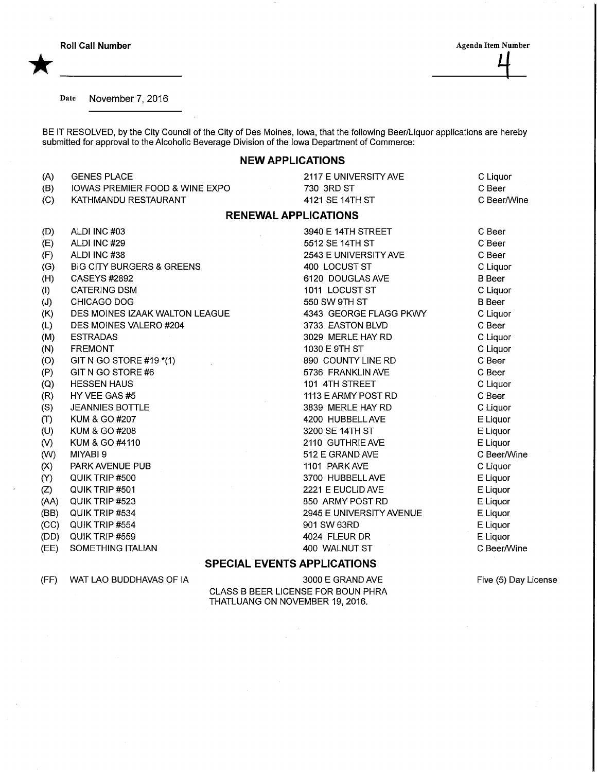**Roll Call Number** ★ ________________

**Agenda Item Number** 4

**Date** November 7, 2016

BE IT RESOLVED, by the City Council of the City of Des Moines, Iowa, that the following Beer/Liquor applications are hereby submitted for approval to the Alcoholic Beverage Division of the Iowa Department of Commerce:

## NEW APPLICATIONS

| | | | |
|---|---|---|---|
| (A) | GENES PLACE | 2117 E UNIVERSITY AVE | C Liquor |
| (B) | IOWAS PREMIER FOOD & WINE EXPO | 730 3RD ST | C Beer |
| (C) | KATHMANDU RESTAURANT | 4121 SE 14TH ST | C Beer/Wine |

## RENEWAL APPLICATIONS

| | | | |
|---|---|---|---|
| (D) | ALDI INC #03 | 3940 E 14TH STREET | C Beer |
| (E) | ALDI INC #29 | 5512 SE 14TH ST | C Beer |
| (F) | ALDI INC #38 | 2543 E UNIVERSITY AVE | C Beer |
| (G) | BIG CITY BURGERS & GREENS | 400 LOCUST ST | C Liquor |
| (H) | CASEYS #2892 | 6120 DOUGLAS AVE | B Beer |
| (I) | CATERING DSM | 1011 LOCUST ST | C Liquor |
| (J) | CHICAGO DOG | 550 SW 9TH ST | B Beer |
| (K) | DES MOINES IZAAK WALTON LEAGUE | 4343 GEORGE FLAGG PKWY | C Liquor |
| (L) | DES MOINES VALERO #204 | 3733 EASTON BLVD | C Beer |
| (M) | ESTRADAS | 3029 MERLE HAY RD | C Liquor |
| (N) | FREMONT | 1030 E 9TH ST | C Liquor |
| (O) | GIT N GO STORE #19 *(1) | 890 COUNTY LINE RD | C Beer |
| (P) | GIT N GO STORE #6 | 5736 FRANKLIN AVE | C Beer |
| (Q) | HESSEN HAUS | 101 4TH STREET | C Liquor |
| (R) | HY VEE GAS #5 | 1113 E ARMY POST RD | C Beer |
| (S) | JEANNIES BOTTLE | 3839 MERLE HAY RD | C Liquor |
| (T) | KUM & GO #207 | 4200 HUBBELL AVE | E Liquor |
| (U) | KUM & GO #208 | 3200 SE 14TH ST | E Liquor |
| (V) | KUM & GO #4110 | 2110 GUTHRIE AVE | E Liquor |
| (W) | MIYABI 9 | 512 E GRAND AVE | C Beer/Wine |
| (X) | PARK AVENUE PUB | 1101 PARK AVE | C Liquor |
| (Y) | QUIK TRIP #500 | 3700 HUBBELL AVE | E Liquor |
| (Z) | QUIK TRIP #501 | 2221 E EUCLID AVE | E Liquor |
| (AA) | QUIK TRIP #523 | 850 ARMY POST RD | E Liquor |
| (BB) | QUIK TRIP #534 | 2945 E UNIVERSITY AVENUE | E Liquor |
| (CC) | QUIK TRIP #554 | 901 SW 63RD | E Liquor |
| (DD) | QUIK TRIP #559 | 4024 FLEUR DR | E Liquor |
| (EE) | SOMETHING ITALIAN | 400 WALNUT ST | C Beer/Wine |

## SPECIAL EVENTS APPLICATIONS

| | | | |
|---|---|---|---|
| (FF) | WAT LAO BUDDHAVAS OF IA | 3000 E GRAND AVE<br>CLASS B BEER LICENSE FOR BOUN PHRA THATLUANG ON NOVEMBER 19, 2016. | Five (5) Day License |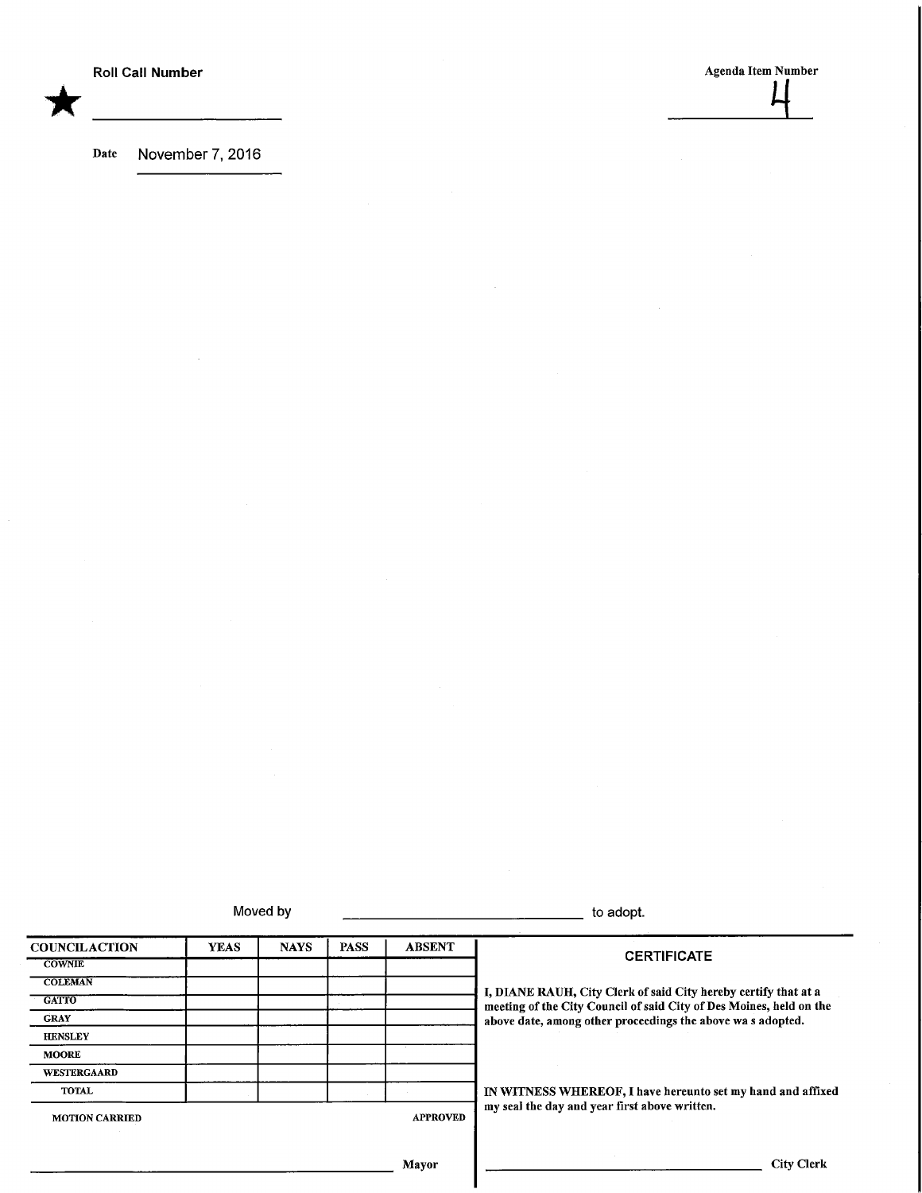★ **Roll Call Number** ____________________

**Agenda Item Number** 4

**Date** November 7, 2016

Moved by ______________________________ to adopt.

| COUNCILACTION | YEAS | NAYS | PASS | ABSENT |
| --- | --- | --- | --- | --- |
| COWNIE | | | | |
| COLEMAN | | | | |
| GATTO | | | | |
| GRAY | | | | |
| HENSLEY | | | | |
| MOORE | | | | |
| WESTERGAARD | | | | |
| TOTAL | | | | |

MOTION CARRIED APPROVED

______________________________ Mayor

**CERTIFICATE**

**I, DIANE RAUH, City Clerk of said City hereby certify that at a meeting of the City Council of said City of Des Moines, held on the above date, among other proceedings the above wa s adopted.**

**IN WITNESS WHEREOF, I have hereunto set my hand and affixed my seal the day and year first above written.**

______________________________ City Clerk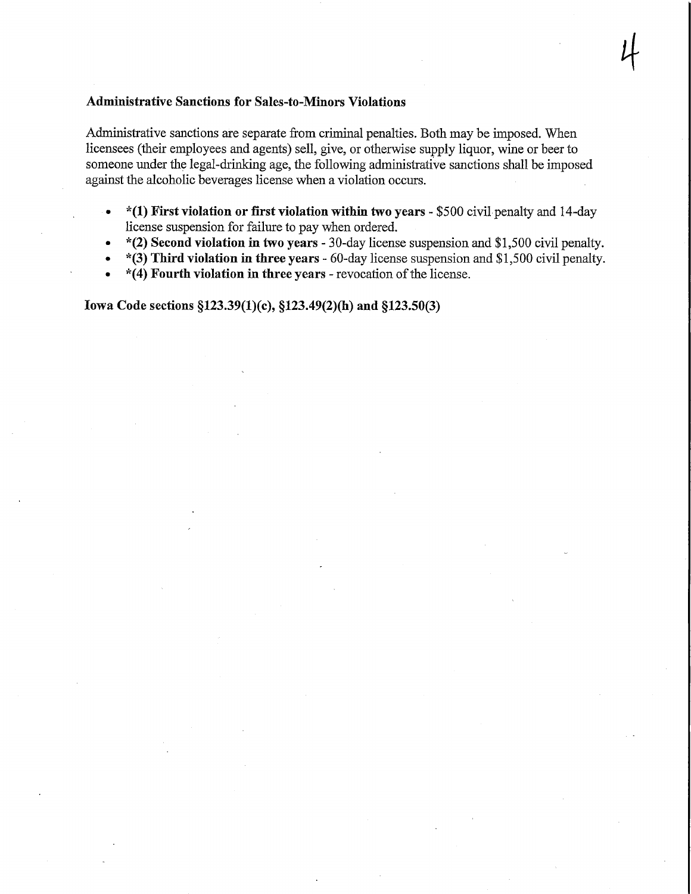**Administrative Sanctions for Sales-to-Minors Violations**

Administrative sanctions are separate from criminal penalties. Both may be imposed. When licensees (their employees and agents) sell, give, or otherwise supply liquor, wine or beer to someone under the legal-drinking age, the following administrative sanctions shall be imposed against the alcoholic beverages license when a violation occurs.

- ***(1) First violation or first violation within two years** - $500 civil penalty and 14-day license suspension for failure to pay when ordered.
- ***(2) Second violation in two years** - 30-day license suspension and $1,500 civil penalty.
- ***(3) Third violation in three years** - 60-day license suspension and $1,500 civil penalty.
- ***(4) Fourth violation in three years** - revocation of the license.

**Iowa Code sections §123.39(1)(c), §123.49(2)(h) and §123.50(3)**